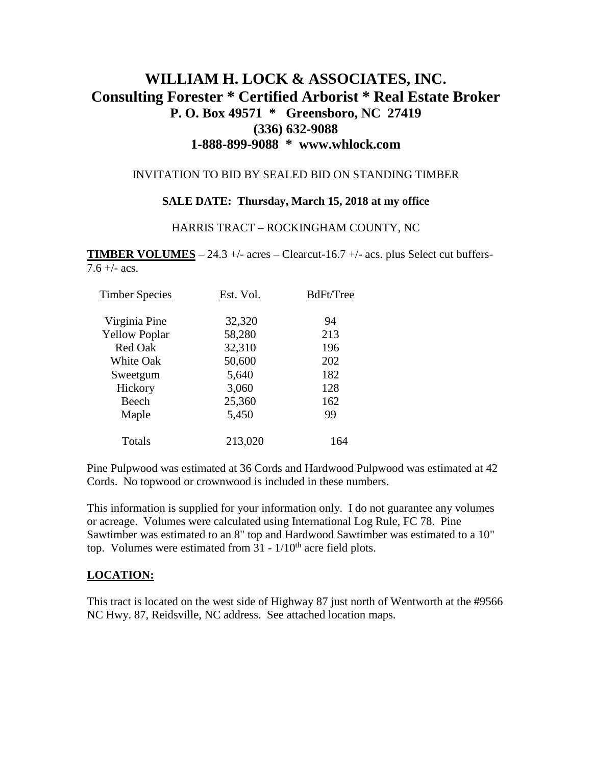# WILLIAM H. LOCK & ASSOCIATES, INC.
## Consulting Forester * Certified Arborist * Real Estate Broker
### P. O. Box 49571 * Greensboro, NC 27419
### (336) 632-9088
### 1-888-899-9088 * www.whlock.com

INVITATION TO BID BY SEALED BID ON STANDING TIMBER

**SALE DATE: Thursday, March 15, 2018 at my office**

HARRIS TRACT – ROCKINGHAM COUNTY, NC

**TIMBER VOLUMES** – 24.3 +/- acres – Clearcut-16.7 +/- acs. plus Select cut buffers-7.6 +/- acs.

| Timber Species | Est. Vol. | BdFt/Tree |
|---|---|---|
| Virginia Pine | 32,320 | 94 |
| Yellow Poplar | 58,280 | 213 |
| Red Oak | 32,310 | 196 |
| White Oak | 50,600 | 202 |
| Sweetgum | 5,640 | 182 |
| Hickory | 3,060 | 128 |
| Beech | 25,360 | 162 |
| Maple | 5,450 | 99 |
| Totals | 213,020 | 164 |

Pine Pulpwood was estimated at 36 Cords and Hardwood Pulpwood was estimated at 42 Cords. No topwood or crownwood is included in these numbers.

This information is supplied for your information only. I do not guarantee any volumes or acreage. Volumes were calculated using International Log Rule, FC 78. Pine Sawtimber was estimated to an 8" top and Hardwood Sawtimber was estimated to a 10" top. Volumes were estimated from 31 - 1/10th acre field plots.

**LOCATION:**

This tract is located on the west side of Highway 87 just north of Wentworth at the #9566 NC Hwy. 87, Reidsville, NC address. See attached location maps.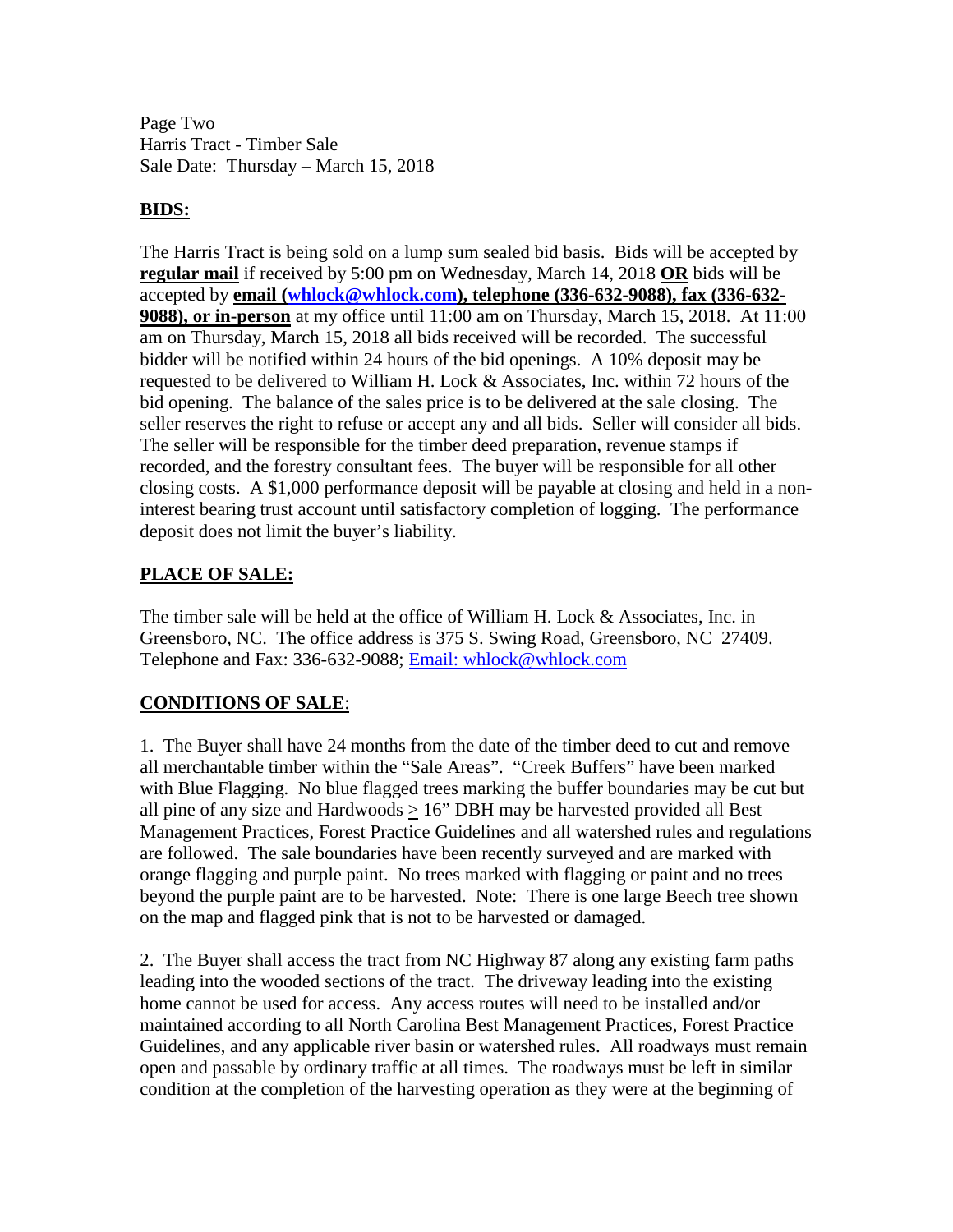Page Two
Harris Tract - Timber Sale
Sale Date: Thursday – March 15, 2018

## BIDS:

The Harris Tract is being sold on a lump sum sealed bid basis. Bids will be accepted by **regular mail** if received by 5:00 pm on Wednesday, March 14, 2018 **OR** bids will be accepted by **email (whlock@whlock.com), telephone (336-632-9088), fax (336-632-9088), or in-person** at my office until 11:00 am on Thursday, March 15, 2018. At 11:00 am on Thursday, March 15, 2018 all bids received will be recorded. The successful bidder will be notified within 24 hours of the bid openings. A 10% deposit may be requested to be delivered to William H. Lock & Associates, Inc. within 72 hours of the bid opening. The balance of the sales price is to be delivered at the sale closing. The seller reserves the right to refuse or accept any and all bids. Seller will consider all bids. The seller will be responsible for the timber deed preparation, revenue stamps if recorded, and the forestry consultant fees. The buyer will be responsible for all other closing costs. A $1,000 performance deposit will be payable at closing and held in a non-interest bearing trust account until satisfactory completion of logging. The performance deposit does not limit the buyer's liability.

## PLACE OF SALE:

The timber sale will be held at the office of William H. Lock & Associates, Inc. in Greensboro, NC. The office address is 375 S. Swing Road, Greensboro, NC 27409. Telephone and Fax: 336-632-9088; Email: whlock@whlock.com

## CONDITIONS OF SALE:

1. The Buyer shall have 24 months from the date of the timber deed to cut and remove all merchantable timber within the "Sale Areas". "Creek Buffers" have been marked with Blue Flagging. No blue flagged trees marking the buffer boundaries may be cut but all pine of any size and Hardwoods ≥ 16" DBH may be harvested provided all Best Management Practices, Forest Practice Guidelines and all watershed rules and regulations are followed. The sale boundaries have been recently surveyed and are marked with orange flagging and purple paint. No trees marked with flagging or paint and no trees beyond the purple paint are to be harvested. Note: There is one large Beech tree shown on the map and flagged pink that is not to be harvested or damaged.

2. The Buyer shall access the tract from NC Highway 87 along any existing farm paths leading into the wooded sections of the tract. The driveway leading into the existing home cannot be used for access. Any access routes will need to be installed and/or maintained according to all North Carolina Best Management Practices, Forest Practice Guidelines, and any applicable river basin or watershed rules. All roadways must remain open and passable by ordinary traffic at all times. The roadways must be left in similar condition at the completion of the harvesting operation as they were at the beginning of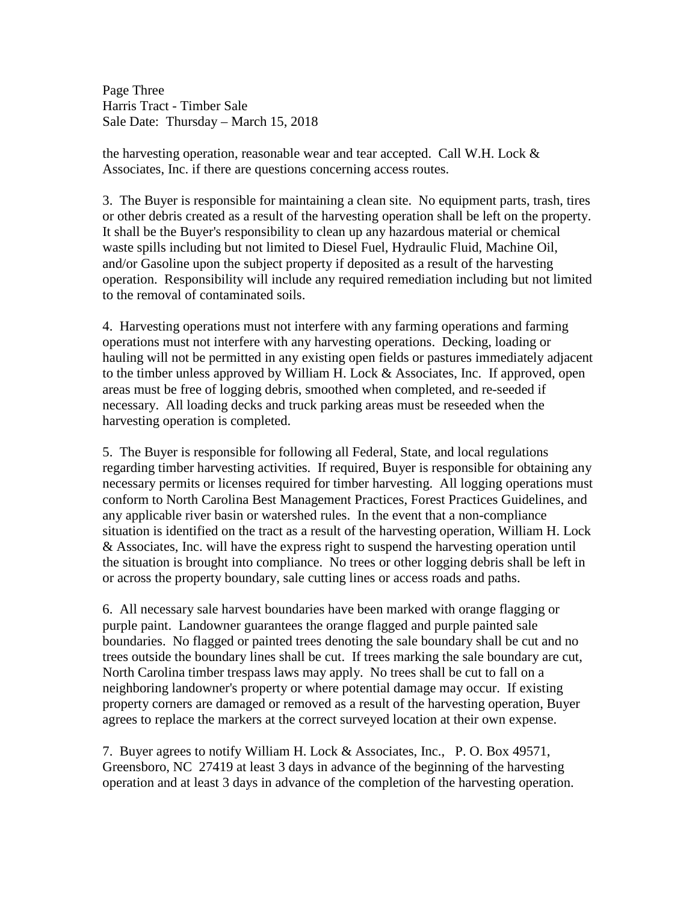the harvesting operation, reasonable wear and tear accepted. Call W.H. Lock & Associates, Inc. if there are questions concerning access routes.

3. The Buyer is responsible for maintaining a clean site. No equipment parts, trash, tires or other debris created as a result of the harvesting operation shall be left on the property. It shall be the Buyer's responsibility to clean up any hazardous material or chemical waste spills including but not limited to Diesel Fuel, Hydraulic Fluid, Machine Oil, and/or Gasoline upon the subject property if deposited as a result of the harvesting operation. Responsibility will include any required remediation including but not limited to the removal of contaminated soils.

4. Harvesting operations must not interfere with any farming operations and farming operations must not interfere with any harvesting operations. Decking, loading or hauling will not be permitted in any existing open fields or pastures immediately adjacent to the timber unless approved by William H. Lock & Associates, Inc. If approved, open areas must be free of logging debris, smoothed when completed, and re-seeded if necessary. All loading decks and truck parking areas must be reseeded when the harvesting operation is completed.

5. The Buyer is responsible for following all Federal, State, and local regulations regarding timber harvesting activities. If required, Buyer is responsible for obtaining any necessary permits or licenses required for timber harvesting. All logging operations must conform to North Carolina Best Management Practices, Forest Practices Guidelines, and any applicable river basin or watershed rules. In the event that a non-compliance situation is identified on the tract as a result of the harvesting operation, William H. Lock & Associates, Inc. will have the express right to suspend the harvesting operation until the situation is brought into compliance. No trees or other logging debris shall be left in or across the property boundary, sale cutting lines or access roads and paths.

6. All necessary sale harvest boundaries have been marked with orange flagging or purple paint. Landowner guarantees the orange flagged and purple painted sale boundaries. No flagged or painted trees denoting the sale boundary shall be cut and no trees outside the boundary lines shall be cut. If trees marking the sale boundary are cut, North Carolina timber trespass laws may apply. No trees shall be cut to fall on a neighboring landowner's property or where potential damage may occur. If existing property corners are damaged or removed as a result of the harvesting operation, Buyer agrees to replace the markers at the correct surveyed location at their own expense.

7. Buyer agrees to notify William H. Lock & Associates, Inc., P. O. Box 49571, Greensboro, NC 27419 at least 3 days in advance of the beginning of the harvesting operation and at least 3 days in advance of the completion of the harvesting operation.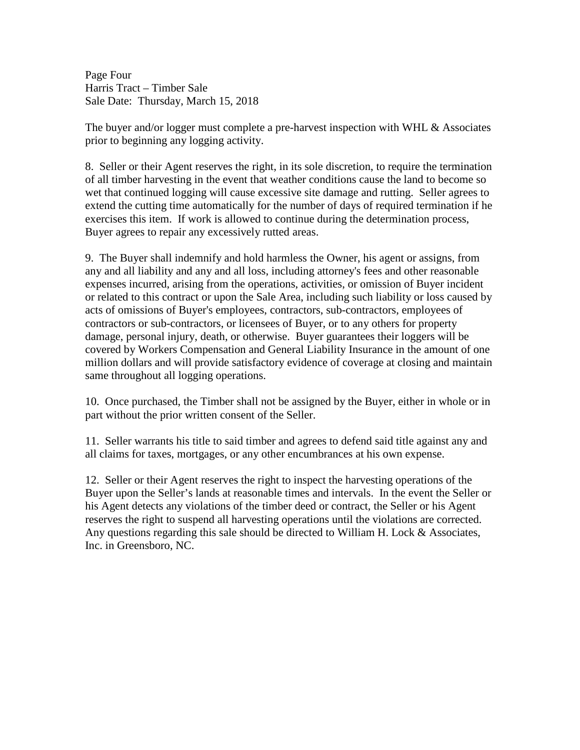The buyer and/or logger must complete a pre-harvest inspection with WHL & Associates prior to beginning any logging activity.

8. Seller or their Agent reserves the right, in its sole discretion, to require the termination of all timber harvesting in the event that weather conditions cause the land to become so wet that continued logging will cause excessive site damage and rutting. Seller agrees to extend the cutting time automatically for the number of days of required termination if he exercises this item. If work is allowed to continue during the determination process, Buyer agrees to repair any excessively rutted areas.

9. The Buyer shall indemnify and hold harmless the Owner, his agent or assigns, from any and all liability and any and all loss, including attorney's fees and other reasonable expenses incurred, arising from the operations, activities, or omission of Buyer incident or related to this contract or upon the Sale Area, including such liability or loss caused by acts of omissions of Buyer's employees, contractors, sub-contractors, employees of contractors or sub-contractors, or licensees of Buyer, or to any others for property damage, personal injury, death, or otherwise. Buyer guarantees their loggers will be covered by Workers Compensation and General Liability Insurance in the amount of one million dollars and will provide satisfactory evidence of coverage at closing and maintain same throughout all logging operations.

10. Once purchased, the Timber shall not be assigned by the Buyer, either in whole or in part without the prior written consent of the Seller.

11. Seller warrants his title to said timber and agrees to defend said title against any and all claims for taxes, mortgages, or any other encumbrances at his own expense.

12. Seller or their Agent reserves the right to inspect the harvesting operations of the Buyer upon the Seller's lands at reasonable times and intervals. In the event the Seller or his Agent detects any violations of the timber deed or contract, the Seller or his Agent reserves the right to suspend all harvesting operations until the violations are corrected. Any questions regarding this sale should be directed to William H. Lock & Associates, Inc. in Greensboro, NC.